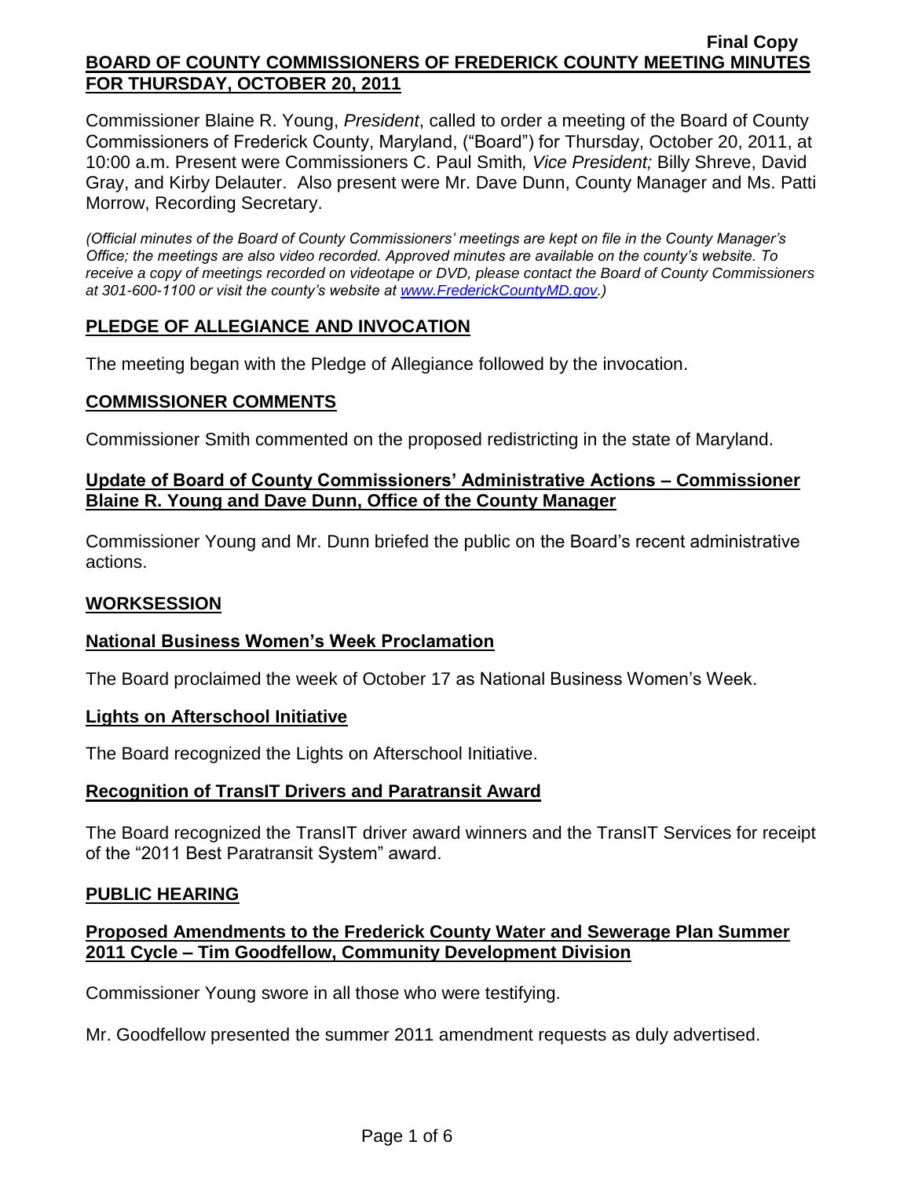**Final Copy**

# BOARD OF COUNTY COMMISSIONERS OF FREDERICK COUNTY MEETING MINUTES FOR THURSDAY, OCTOBER 20, 2011

Commissioner Blaine R. Young, *President*, called to order a meeting of the Board of County Commissioners of Frederick County, Maryland, ("Board") for Thursday, October 20, 2011, at 10:00 a.m. Present were Commissioners C. Paul Smith*, Vice President;* Billy Shreve, David Gray, and Kirby Delauter. Also present were Mr. Dave Dunn, County Manager and Ms. Patti Morrow, Recording Secretary.

*(Official minutes of the Board of County Commissioners' meetings are kept on file in the County Manager's Office; the meetings are also video recorded. Approved minutes are available on the county's website. To receive a copy of meetings recorded on videotape or DVD, please contact the Board of County Commissioners at 301-600-1100 or visit the county's website at [www.FrederickCountyMD.gov](http://www.FrederickCountyMD.gov).)*

## PLEDGE OF ALLEGIANCE AND INVOCATION

The meeting began with the Pledge of Allegiance followed by the invocation.

## COMMISSIONER COMMENTS

Commissioner Smith commented on the proposed redistricting in the state of Maryland.

### Update of Board of County Commissioners' Administrative Actions – Commissioner Blaine R. Young and Dave Dunn, Office of the County Manager

Commissioner Young and Mr. Dunn briefed the public on the Board's recent administrative actions.

## WORKSESSION

### National Business Women's Week Proclamation

The Board proclaimed the week of October 17 as National Business Women's Week.

### Lights on Afterschool Initiative

The Board recognized the Lights on Afterschool Initiative.

### Recognition of TransIT Drivers and Paratransit Award

The Board recognized the TransIT driver award winners and the TransIT Services for receipt of the "2011 Best Paratransit System" award.

## PUBLIC HEARING

### Proposed Amendments to the Frederick County Water and Sewerage Plan Summer 2011 Cycle – Tim Goodfellow, Community Development Division

Commissioner Young swore in all those who were testifying.

Mr. Goodfellow presented the summer 2011 amendment requests as duly advertised.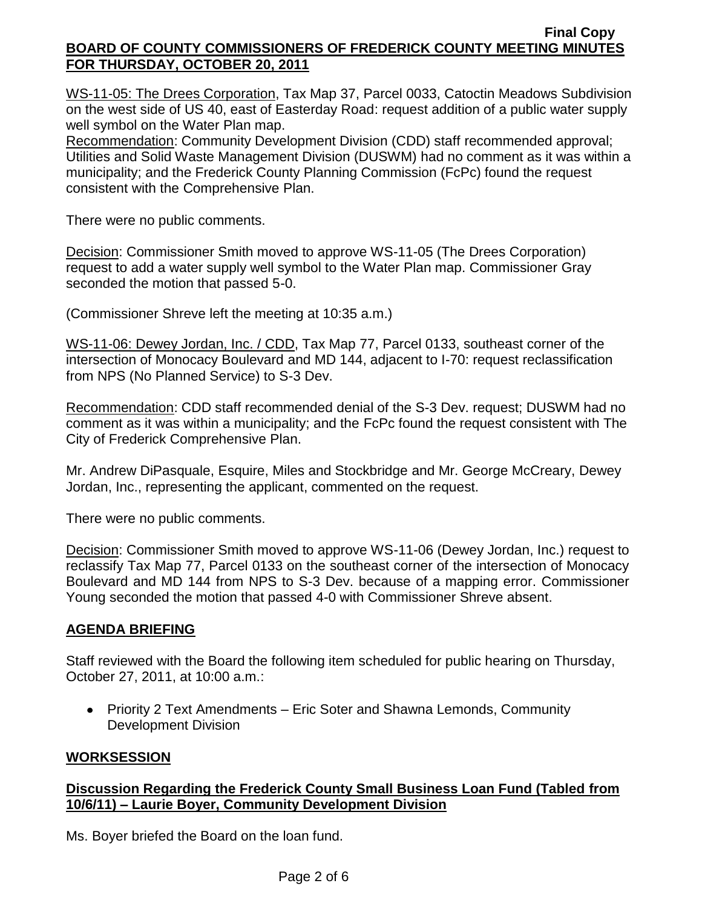WS-11-05: The Drees Corporation, Tax Map 37, Parcel 0033, Catoctin Meadows Subdivision on the west side of US 40, east of Easterday Road: request addition of a public water supply well symbol on the Water Plan map.

Recommendation: Community Development Division (CDD) staff recommended approval; Utilities and Solid Waste Management Division (DUSWM) had no comment as it was within a municipality; and the Frederick County Planning Commission (FcPc) found the request consistent with the Comprehensive Plan.

There were no public comments.

Decision: Commissioner Smith moved to approve WS-11-05 (The Drees Corporation) request to add a water supply well symbol to the Water Plan map. Commissioner Gray seconded the motion that passed 5-0.

(Commissioner Shreve left the meeting at 10:35 a.m.)

WS-11-06: Dewey Jordan, Inc. / CDD, Tax Map 77, Parcel 0133, southeast corner of the intersection of Monocacy Boulevard and MD 144, adjacent to I-70: request reclassification from NPS (No Planned Service) to S-3 Dev.

Recommendation: CDD staff recommended denial of the S-3 Dev. request; DUSWM had no comment as it was within a municipality; and the FcPc found the request consistent with The City of Frederick Comprehensive Plan.

Mr. Andrew DiPasquale, Esquire, Miles and Stockbridge and Mr. George McCreary, Dewey Jordan, Inc., representing the applicant, commented on the request.

There were no public comments.

Decision: Commissioner Smith moved to approve WS-11-06 (Dewey Jordan, Inc.) request to reclassify Tax Map 77, Parcel 0133 on the southeast corner of the intersection of Monocacy Boulevard and MD 144 from NPS to S-3 Dev. because of a mapping error. Commissioner Young seconded the motion that passed 4-0 with Commissioner Shreve absent.

## AGENDA BRIEFING

Staff reviewed with the Board the following item scheduled for public hearing on Thursday, October 27, 2011, at 10:00 a.m.:

- Priority 2 Text Amendments – Eric Soter and Shawna Lemonds, Community Development Division

## WORKSESSION

### Discussion Regarding the Frederick County Small Business Loan Fund (Tabled from 10/6/11) – Laurie Boyer, Community Development Division

Ms. Boyer briefed the Board on the loan fund.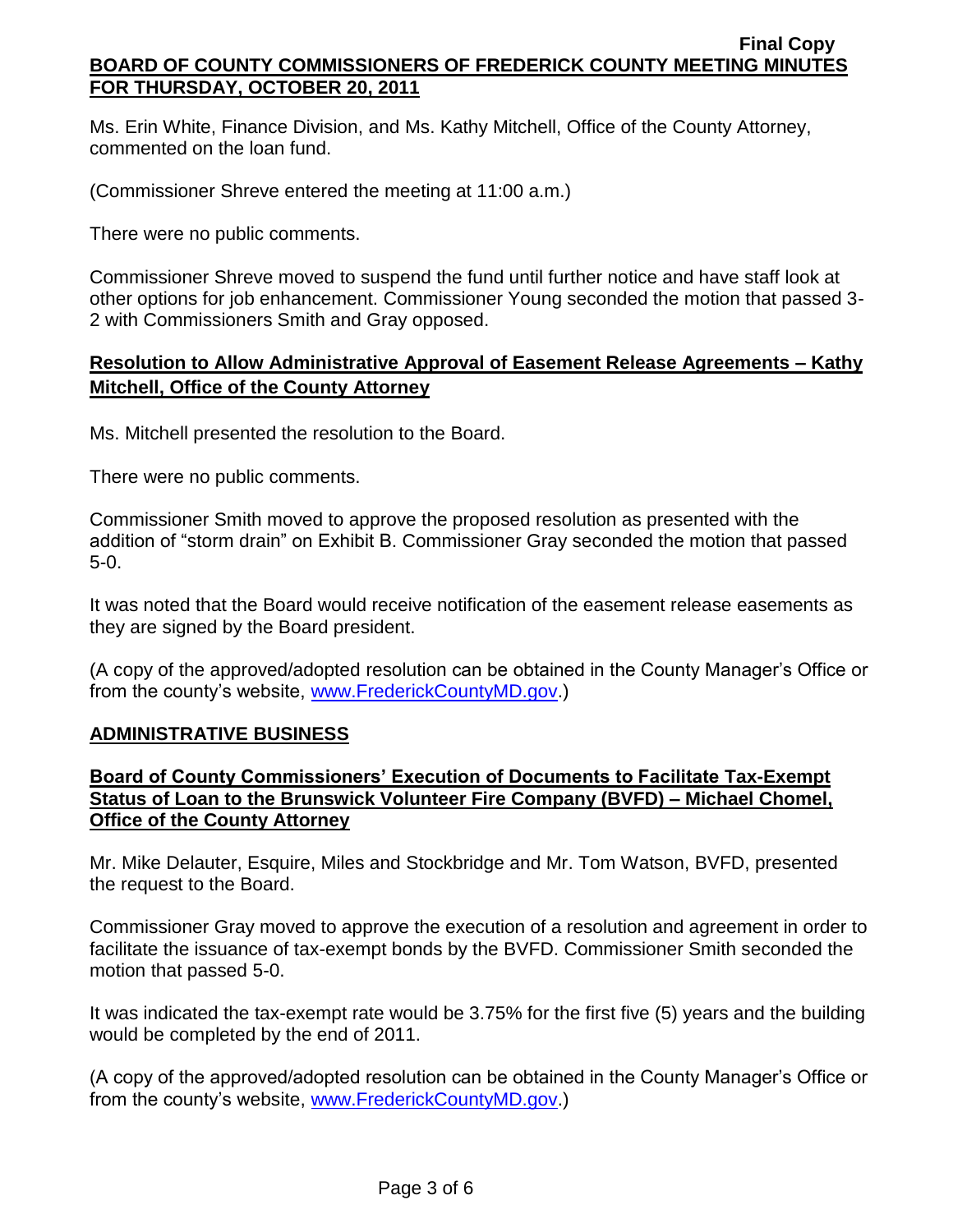Ms. Erin White, Finance Division, and Ms. Kathy Mitchell, Office of the County Attorney, commented on the loan fund.

(Commissioner Shreve entered the meeting at 11:00 a.m.)

There were no public comments.

Commissioner Shreve moved to suspend the fund until further notice and have staff look at other options for job enhancement. Commissioner Young seconded the motion that passed 3-2 with Commissioners Smith and Gray opposed.

**Resolution to Allow Administrative Approval of Easement Release Agreements – Kathy Mitchell, Office of the County Attorney**

Ms. Mitchell presented the resolution to the Board.

There were no public comments.

Commissioner Smith moved to approve the proposed resolution as presented with the addition of "storm drain" on Exhibit B. Commissioner Gray seconded the motion that passed 5-0.

It was noted that the Board would receive notification of the easement release easements as they are signed by the Board president.

(A copy of the approved/adopted resolution can be obtained in the County Manager's Office or from the county's website, www.FrederickCountyMD.gov.)

## ADMINISTRATIVE BUSINESS

**Board of County Commissioners' Execution of Documents to Facilitate Tax-Exempt Status of Loan to the Brunswick Volunteer Fire Company (BVFD) – Michael Chomel, Office of the County Attorney**

Mr. Mike Delauter, Esquire, Miles and Stockbridge and Mr. Tom Watson, BVFD, presented the request to the Board.

Commissioner Gray moved to approve the execution of a resolution and agreement in order to facilitate the issuance of tax-exempt bonds by the BVFD. Commissioner Smith seconded the motion that passed 5-0.

It was indicated the tax-exempt rate would be 3.75% for the first five (5) years and the building would be completed by the end of 2011.

(A copy of the approved/adopted resolution can be obtained in the County Manager's Office or from the county's website, www.FrederickCountyMD.gov.)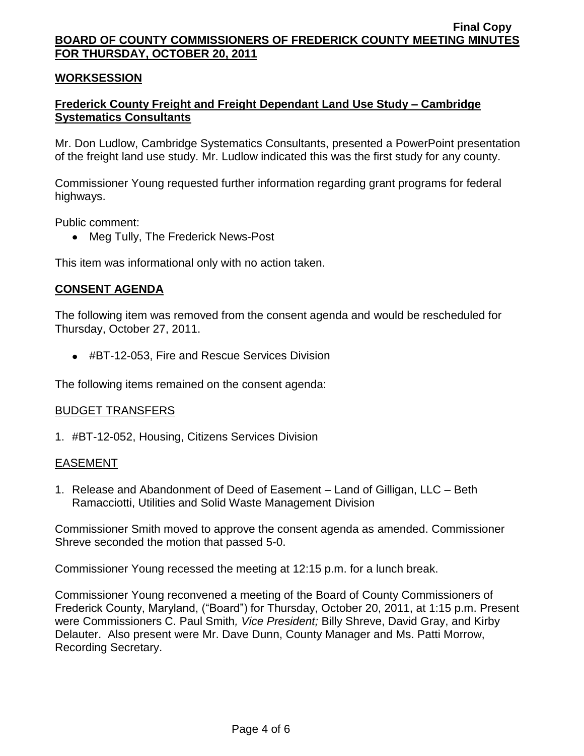## WORKSESSION

### Frederick County Freight and Freight Dependant Land Use Study – Cambridge Systematics Consultants

Mr. Don Ludlow, Cambridge Systematics Consultants, presented a PowerPoint presentation of the freight land use study. Mr. Ludlow indicated this was the first study for any county.

Commissioner Young requested further information regarding grant programs for federal highways.

Public comment:

- Meg Tully, The Frederick News-Post

This item was informational only with no action taken.

## CONSENT AGENDA

The following item was removed from the consent agenda and would be rescheduled for Thursday, October 27, 2011.

- #BT-12-053, Fire and Rescue Services Division

The following items remained on the consent agenda:

BUDGET TRANSFERS

1. #BT-12-052, Housing, Citizens Services Division

EASEMENT

1. Release and Abandonment of Deed of Easement – Land of Gilligan, LLC – Beth Ramacciotti, Utilities and Solid Waste Management Division

Commissioner Smith moved to approve the consent agenda as amended. Commissioner Shreve seconded the motion that passed 5-0.

Commissioner Young recessed the meeting at 12:15 p.m. for a lunch break.

Commissioner Young reconvened a meeting of the Board of County Commissioners of Frederick County, Maryland, ("Board") for Thursday, October 20, 2011, at 1:15 p.m. Present were Commissioners C. Paul Smith*, Vice President;* Billy Shreve, David Gray, and Kirby Delauter. Also present were Mr. Dave Dunn, County Manager and Ms. Patti Morrow, Recording Secretary.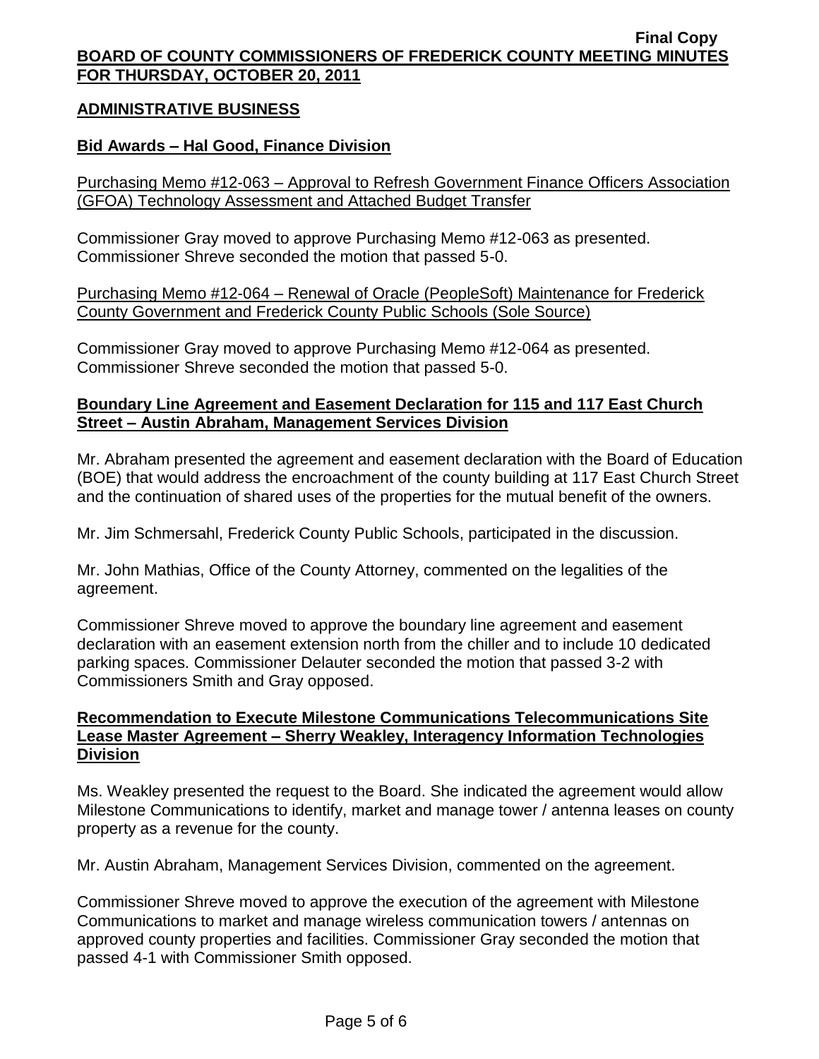## ADMINISTRATIVE BUSINESS

### Bid Awards – Hal Good, Finance Division

Purchasing Memo #12-063 – Approval to Refresh Government Finance Officers Association (GFOA) Technology Assessment and Attached Budget Transfer

Commissioner Gray moved to approve Purchasing Memo #12-063 as presented. Commissioner Shreve seconded the motion that passed 5-0.

Purchasing Memo #12-064 – Renewal of Oracle (PeopleSoft) Maintenance for Frederick County Government and Frederick County Public Schools (Sole Source)

Commissioner Gray moved to approve Purchasing Memo #12-064 as presented. Commissioner Shreve seconded the motion that passed 5-0.

### Boundary Line Agreement and Easement Declaration for 115 and 117 East Church Street – Austin Abraham, Management Services Division

Mr. Abraham presented the agreement and easement declaration with the Board of Education (BOE) that would address the encroachment of the county building at 117 East Church Street and the continuation of shared uses of the properties for the mutual benefit of the owners.

Mr. Jim Schmersahl, Frederick County Public Schools, participated in the discussion.

Mr. John Mathias, Office of the County Attorney, commented on the legalities of the agreement.

Commissioner Shreve moved to approve the boundary line agreement and easement declaration with an easement extension north from the chiller and to include 10 dedicated parking spaces. Commissioner Delauter seconded the motion that passed 3-2 with Commissioners Smith and Gray opposed.

### Recommendation to Execute Milestone Communications Telecommunications Site Lease Master Agreement – Sherry Weakley, Interagency Information Technologies Division

Ms. Weakley presented the request to the Board. She indicated the agreement would allow Milestone Communications to identify, market and manage tower / antenna leases on county property as a revenue for the county.

Mr. Austin Abraham, Management Services Division, commented on the agreement.

Commissioner Shreve moved to approve the execution of the agreement with Milestone Communications to market and manage wireless communication towers / antennas on approved county properties and facilities. Commissioner Gray seconded the motion that passed 4-1 with Commissioner Smith opposed.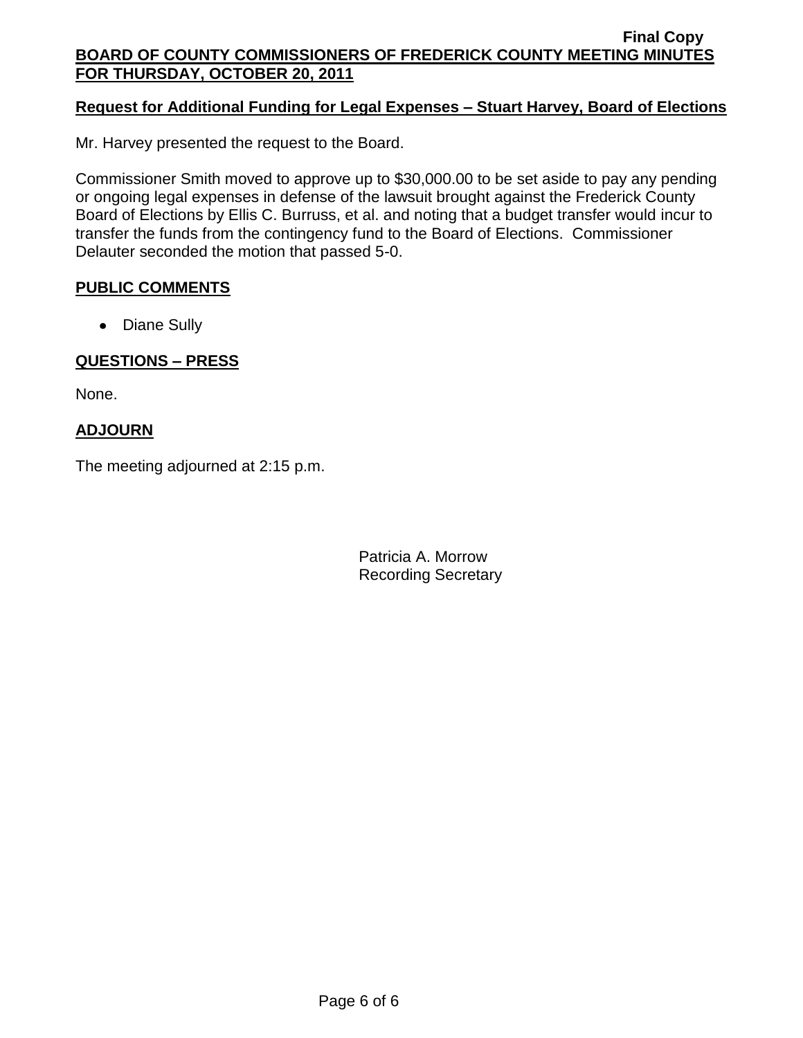**Request for Additional Funding for Legal Expenses – Stuart Harvey, Board of Elections**

Mr. Harvey presented the request to the Board.

Commissioner Smith moved to approve up to $30,000.00 to be set aside to pay any pending or ongoing legal expenses in defense of the lawsuit brought against the Frederick County Board of Elections by Ellis C. Burruss, et al. and noting that a budget transfer would incur to transfer the funds from the contingency fund to the Board of Elections. Commissioner Delauter seconded the motion that passed 5-0.

**PUBLIC COMMENTS**

- Diane Sully

**QUESTIONS – PRESS**

None.

**ADJOURN**

The meeting adjourned at 2:15 p.m.

Patricia A. Morrow
Recording Secretary